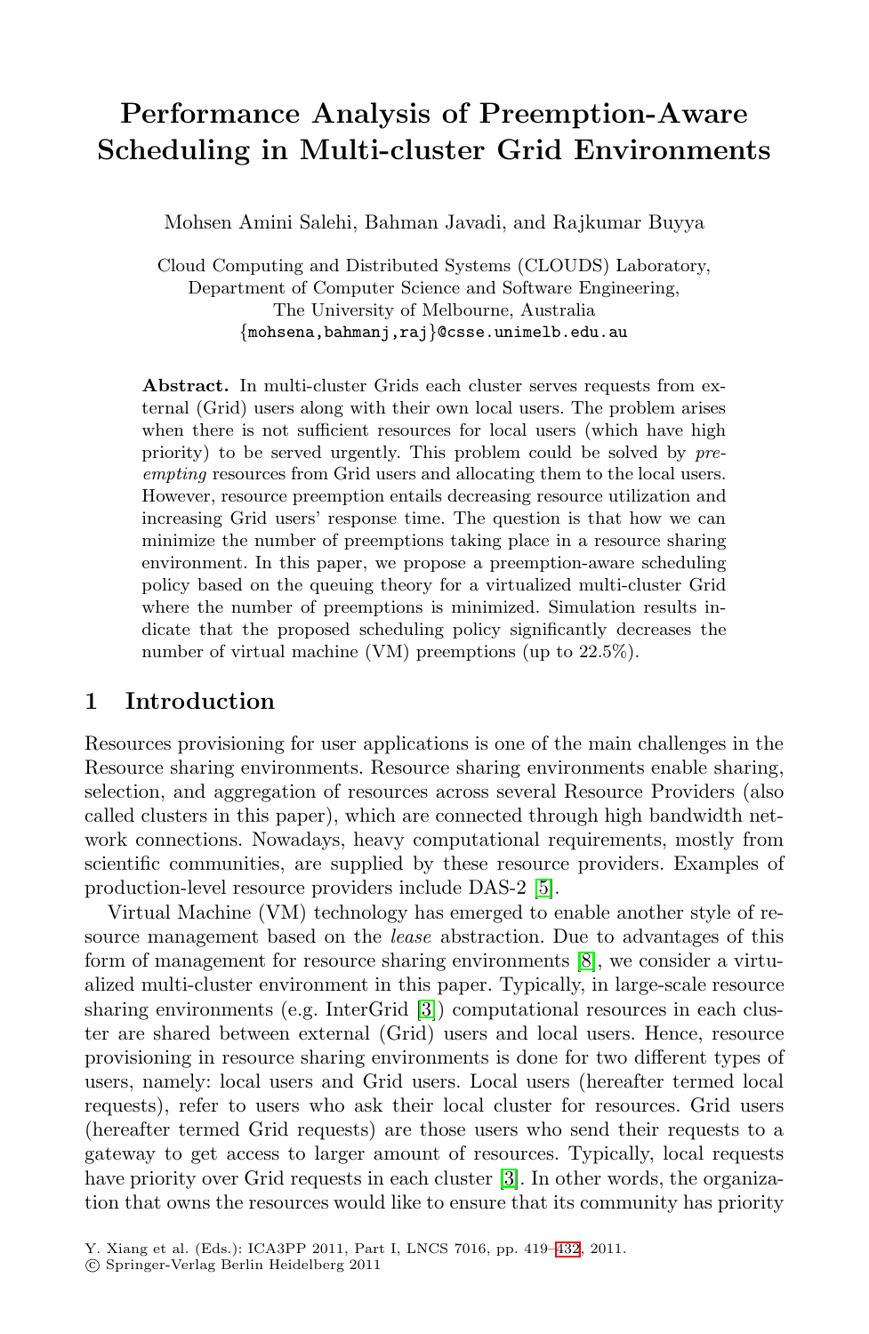# Performance Analysis of Preemption-Aware Scheduling in Multi-cluster Grid Environments

Mohsen Amini Salehi, Bahman Javadi, and Rajkumar Buyya

Cloud Computing and Distributed Systems (CLOUDS) Laboratory,
Department of Computer Science and Software Engineering,
The University of Melbourne, Australia
{mohsena,bahmanj,raj}@csse.unimelb.edu.au

**Abstract.** In multi-cluster Grids each cluster serves requests from external (Grid) users along with their own local users. The problem arises when there is not sufficient resources for local users (which have high priority) to be served urgently. This problem could be solved by *preempting* resources from Grid users and allocating them to the local users. However, resource preemption entails decreasing resource utilization and increasing Grid users' response time. The question is that how we can minimize the number of preemptions taking place in a resource sharing environment. In this paper, we propose a preemption-aware scheduling policy based on the queuing theory for a virtualized multi-cluster Grid where the number of preemptions is minimized. Simulation results indicate that the proposed scheduling policy significantly decreases the number of virtual machine (VM) preemptions (up to 22.5%).

## 1 Introduction

Resources provisioning for user applications is one of the main challenges in the Resource sharing environments. Resource sharing environments enable sharing, selection, and aggregation of resources across several Resource Providers (also called clusters in this paper), which are connected through high bandwidth network connections. Nowadays, heavy computational requirements, mostly from scientific communities, are supplied by these resource providers. Examples of production-level resource providers include DAS-2 [5].

Virtual Machine (VM) technology has emerged to enable another style of resource management based on the *lease* abstraction. Due to advantages of this form of management for resource sharing environments [8], we consider a virtualized multi-cluster environment in this paper. Typically, in large-scale resource sharing environments (e.g. InterGrid [3]) computational resources in each cluster are shared between external (Grid) users and local users. Hence, resource provisioning in resource sharing environments is done for two different types of users, namely: local users and Grid users. Local users (hereafter termed local requests), refer to users who ask their local cluster for resources. Grid users (hereafter termed Grid requests) are those users who send their requests to a gateway to get access to larger amount of resources. Typically, local requests have priority over Grid requests in each cluster [3]. In other words, the organization that owns the resources would like to ensure that its community has priority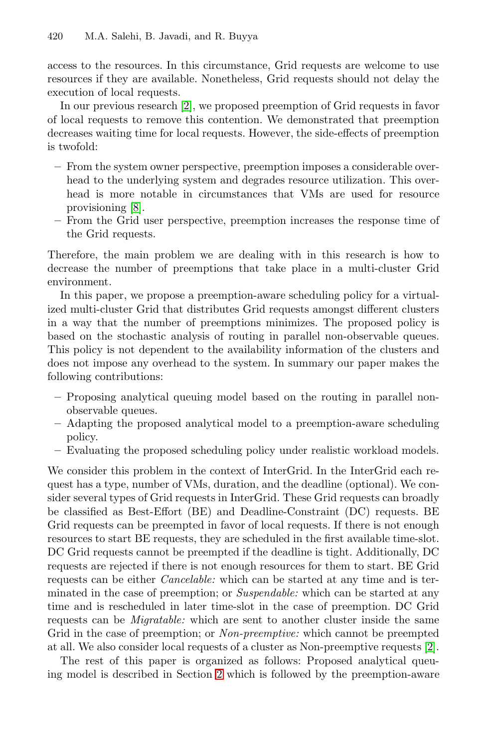access to the resources. In this circumstance, Grid requests are welcome to use resources if they are available. Nonetheless, Grid requests should not delay the execution of local requests.

In our previous research [2], we proposed preemption of Grid requests in favor of local requests to remove this contention. We demonstrated that preemption decreases waiting time for local requests. However, the side-effects of preemption is twofold:

– From the system owner perspective, preemption imposes a considerable overhead to the underlying system and degrades resource utilization. This overhead is more notable in circumstances that VMs are used for resource provisioning [8].
– From the Grid user perspective, preemption increases the response time of the Grid requests.

Therefore, the main problem we are dealing with in this research is how to decrease the number of preemptions that take place in a multi-cluster Grid environment.

In this paper, we propose a preemption-aware scheduling policy for a virtualized multi-cluster Grid that distributes Grid requests amongst different clusters in a way that the number of preemptions minimizes. The proposed policy is based on the stochastic analysis of routing in parallel non-observable queues. This policy is not dependent to the availability information of the clusters and does not impose any overhead to the system. In summary our paper makes the following contributions:

– Proposing analytical queuing model based on the routing in parallel non-observable queues.
– Adapting the proposed analytical model to a preemption-aware scheduling policy.
– Evaluating the proposed scheduling policy under realistic workload models.

We consider this problem in the context of InterGrid. In the InterGrid each request has a type, number of VMs, duration, and the deadline (optional). We consider several types of Grid requests in InterGrid. These Grid requests can broadly be classified as Best-Effort (BE) and Deadline-Constraint (DC) requests. BE Grid requests can be preempted in favor of local requests. If there is not enough resources to start BE requests, they are scheduled in the first available time-slot. DC Grid requests cannot be preempted if the deadline is tight. Additionally, DC requests are rejected if there is not enough resources for them to start. BE Grid requests can be either *Cancelable:* which can be started at any time and is terminated in the case of preemption; or *Suspendable:* which can be started at any time and is rescheduled in later time-slot in the case of preemption. DC Grid requests can be *Migratable:* which are sent to another cluster inside the same Grid in the case of preemption; or *Non-preemptive:* which cannot be preempted at all. We also consider local requests of a cluster as Non-preemptive requests [2].

The rest of this paper is organized as follows: Proposed analytical queuing model is described in Section 2 which is followed by the preemption-aware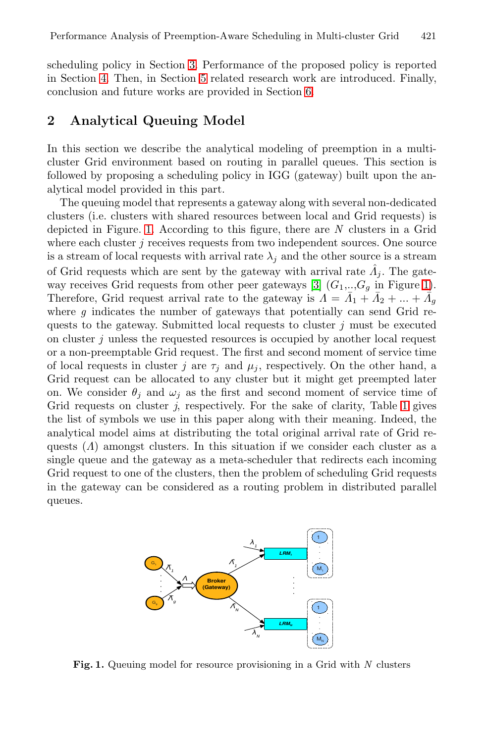scheduling policy in Section 3. Performance of the proposed policy is reported in Section 4. Then, in Section 5 related research work are introduced. Finally, conclusion and future works are provided in Section 6.

## 2 Analytical Queuing Model

In this section we describe the analytical modeling of preemption in a multi-cluster Grid environment based on routing in parallel queues. This section is followed by proposing a scheduling policy in IGG (gateway) built upon the analytical model provided in this part.

The queuing model that represents a gateway along with several non-dedicated clusters (i.e. clusters with shared resources between local and Grid requests) is depicted in Figure 1. According to this figure, there are $N$ clusters in a Grid where each cluster $j$ receives requests from two independent sources. One source is a stream of local requests with arrival rate $\lambda_j$ and the other source is a stream of Grid requests which are sent by the gateway with arrival rate $\hat{\Lambda}_j$. The gateway receives Grid requests from other peer gateways [3] ($G_1$,..,$G_g$ in Figure 1). Therefore, Grid request arrival rate to the gateway is $\Lambda = \bar{\Lambda}_1 + \bar{\Lambda}_2 + ... + \bar{\Lambda}_g$ where $g$ indicates the number of gateways that potentially can send Grid requests to the gateway. Submitted local requests to cluster $j$ must be executed on cluster $j$ unless the requested resources is occupied by another local request or a non-preemptable Grid request. The first and second moment of service time of local requests in cluster $j$ are $\tau_j$ and $\mu_j$, respectively. On the other hand, a Grid request can be allocated to any cluster but it might get preempted later on. We consider $\theta_j$ and $\omega_j$ as the first and second moment of service time of Grid requests on cluster $j$, respectively. For the sake of clarity, Table 1 gives the list of symbols we use in this paper along with their meaning. Indeed, the analytical model aims at distributing the total original arrival rate of Grid requests ($\Lambda$) amongst clusters. In this situation if we consider each cluster as a single queue and the gateway as a meta-scheduler that redirects each incoming Grid request to one of the clusters, then the problem of scheduling Grid requests in the gateway can be considered as a routing problem in distributed parallel queues.

**Fig. 1.** Queuing model for resource provisioning in a Grid with $N$ clusters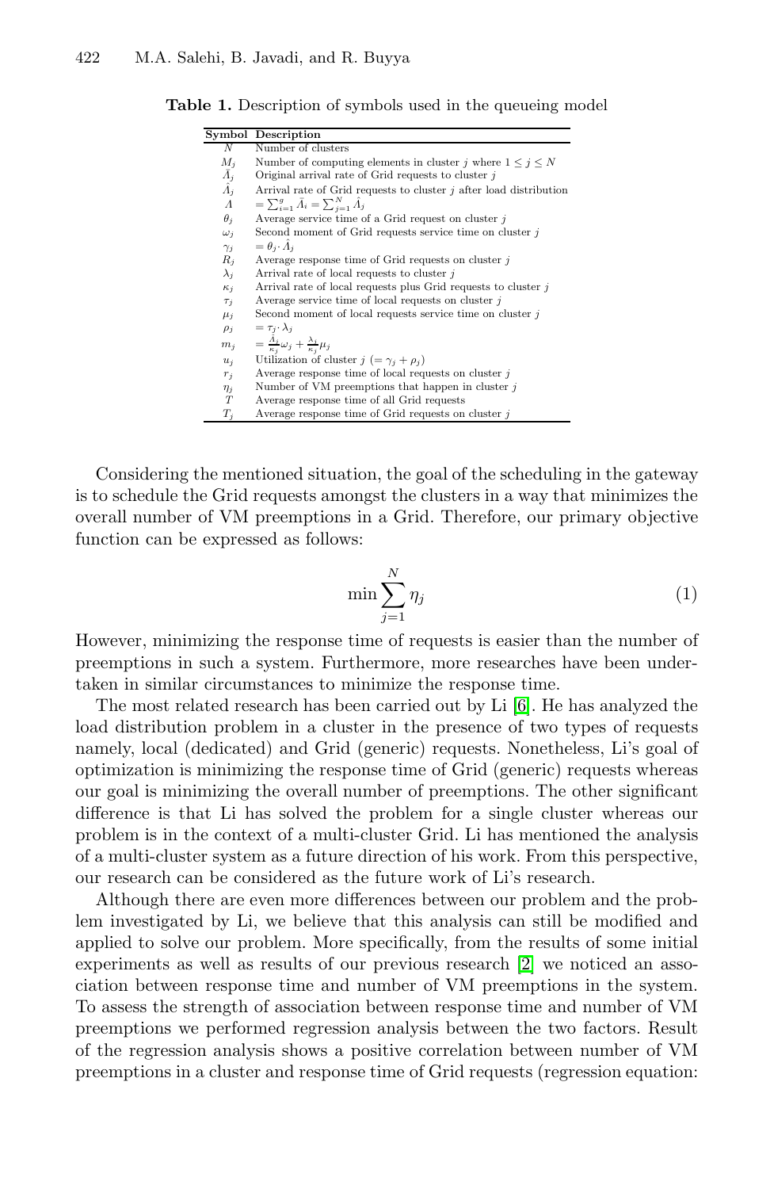**Table 1.** Description of symbols used in the queueing model

| Symbol | Description |
|---|---|
| $N$ | Number of clusters |
| $M_j$ | Number of computing elements in cluster $j$ where $1 \leq j \leq N$ |
| $\bar{\Lambda}_j$ | Original arrival rate of Grid requests to cluster $j$ |
| $\hat{\Lambda}_j$ | Arrival rate of Grid requests to cluster $j$ after load distribution |
| $\Lambda$ | $= \sum_{i=1}^{g} \bar{\Lambda}_i = \sum_{j=1}^{N} \hat{\Lambda}_j$ |
| $\theta_j$ | Average service time of a Grid request on cluster $j$ |
| $\omega_j$ | Second moment of Grid requests service time on cluster $j$ |
| $\gamma_j$ | $= \theta_j \cdot \hat{\Lambda}_j$ |
| $R_j$ | Average response time of Grid requests on cluster $j$ |
| $\lambda_j$ | Arrival rate of local requests to cluster $j$ |
| $\kappa_j$ | Arrival rate of local requests plus Grid requests to cluster $j$ |
| $\tau_j$ | Average service time of local requests on cluster $j$ |
| $\mu_j$ | Second moment of local requests service time on cluster $j$ |
| $\rho_j$ | $= \tau_j \cdot \lambda_j$ |
| $m_j$ | $= \frac{\hat{\Lambda}_j}{\kappa_j}\omega_j + \frac{\lambda_j}{\kappa_j}\mu_j$ |
| $u_j$ | Utilization of cluster $j$ ($= \gamma_j + \rho_j$) |
| $r_j$ | Average response time of local requests on cluster $j$ |
| $\eta_j$ | Number of VM preemptions that happen in cluster $j$ |
| $T$ | Average response time of all Grid requests |
| $T_j$ | Average response time of Grid requests on cluster $j$ |

Considering the mentioned situation, the goal of the scheduling in the gateway is to schedule the Grid requests amongst the clusters in a way that minimizes the overall number of VM preemptions in a Grid. Therefore, our primary objective function can be expressed as follows:

$$\min \sum_{j=1}^{N} \eta_j \tag{1}$$

However, minimizing the response time of requests is easier than the number of preemptions in such a system. Furthermore, more researches have been undertaken in similar circumstances to minimize the response time.

The most related research has been carried out by Li [6]. He has analyzed the load distribution problem in a cluster in the presence of two types of requests namely, local (dedicated) and Grid (generic) requests. Nonetheless, Li's goal of optimization is minimizing the response time of Grid (generic) requests whereas our goal is minimizing the overall number of preemptions. The other significant difference is that Li has solved the problem for a single cluster whereas our problem is in the context of a multi-cluster Grid. Li has mentioned the analysis of a multi-cluster system as a future direction of his work. From this perspective, our research can be considered as the future work of Li's research.

Although there are even more differences between our problem and the problem investigated by Li, we believe that this analysis can still be modified and applied to solve our problem. More specifically, from the results of some initial experiments as well as results of our previous research [2] we noticed an association between response time and number of VM preemptions in the system. To assess the strength of association between response time and number of VM preemptions we performed regression analysis between the two factors. Result of the regression analysis shows a positive correlation between number of VM preemptions in a cluster and response time of Grid requests (regression equation: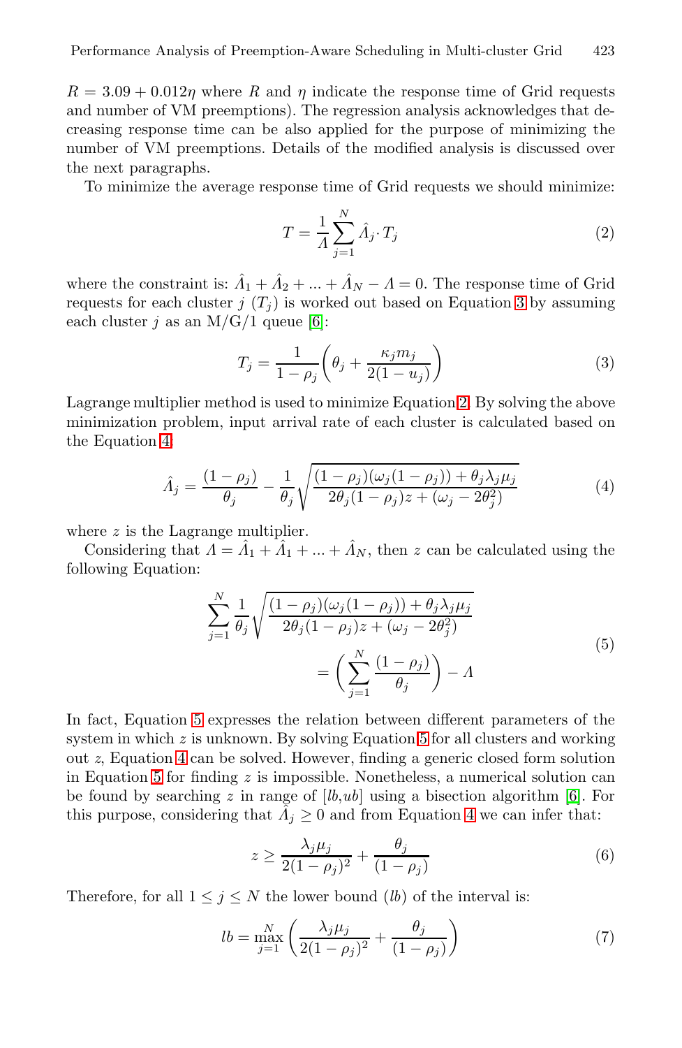$R = 3.09 + 0.012\eta$ where $R$ and $\eta$ indicate the response time of Grid requests and number of VM preemptions). The regression analysis acknowledges that decreasing response time can be also applied for the purpose of minimizing the number of VM preemptions. Details of the modified analysis is discussed over the next paragraphs.

To minimize the average response time of Grid requests we should minimize:

$$T = \frac{1}{\Lambda} \sum_{j=1}^{N} \hat{\Lambda}_j \cdot T_j \tag{2}$$

where the constraint is: $\hat{\Lambda}_1 + \hat{\Lambda}_2 + ... + \hat{\Lambda}_N - \Lambda = 0$. The response time of Grid requests for each cluster $j$ ($T_j$) is worked out based on Equation 3 by assuming each cluster $j$ as an M/G/1 queue [6]:

$$T_j = \frac{1}{1-\rho_j}\left(\theta_j + \frac{\kappa_j m_j}{2(1-u_j)}\right) \tag{3}$$

Lagrange multiplier method is used to minimize Equation 2. By solving the above minimization problem, input arrival rate of each cluster is calculated based on the Equation 4.

$$\hat{\Lambda}_j = \frac{(1-\rho_j)}{\theta_j} - \frac{1}{\theta_j}\sqrt{\frac{(1-\rho_j)(\omega_j(1-\rho_j)) + \theta_j \lambda_j \mu_j}{2\theta_j(1-\rho_j)z + (\omega_j - 2\theta_j^2)}} \tag{4}$$

where $z$ is the Lagrange multiplier.

Considering that $\Lambda = \hat{\Lambda}_1 + \hat{\Lambda}_1 + ... + \hat{\Lambda}_N$, then $z$ can be calculated using the following Equation:

$$\sum_{j=1}^{N} \frac{1}{\theta_j}\sqrt{\frac{(1-\rho_j)(\omega_j(1-\rho_j)) + \theta_j \lambda_j \mu_j}{2\theta_j(1-\rho_j)z + (\omega_j - 2\theta_j^2)}} = \left(\sum_{j=1}^{N} \frac{(1-\rho_j)}{\theta_j}\right) - \Lambda \tag{5}$$

In fact, Equation 5 expresses the relation between different parameters of the system in which $z$ is unknown. By solving Equation 5 for all clusters and working out $z$, Equation 4 can be solved. However, finding a generic closed form solution in Equation 5 for finding $z$ is impossible. Nonetheless, a numerical solution can be found by searching $z$ in range of $[lb, ub]$ using a bisection algorithm [6]. For this purpose, considering that $\hat{\Lambda}_j \geq 0$ and from Equation 4 we can infer that:

$$z \geq \frac{\lambda_j \mu_j}{2(1-\rho_j)^2} + \frac{\theta_j}{(1-\rho_j)} \tag{6}$$

Therefore, for all $1 \leq j \leq N$ the lower bound ($lb$) of the interval is:

$$lb = \max_{j=1}^{N}\left(\frac{\lambda_j \mu_j}{2(1-\rho_j)^2} + \frac{\theta_j}{(1-\rho_j)}\right) \tag{7}$$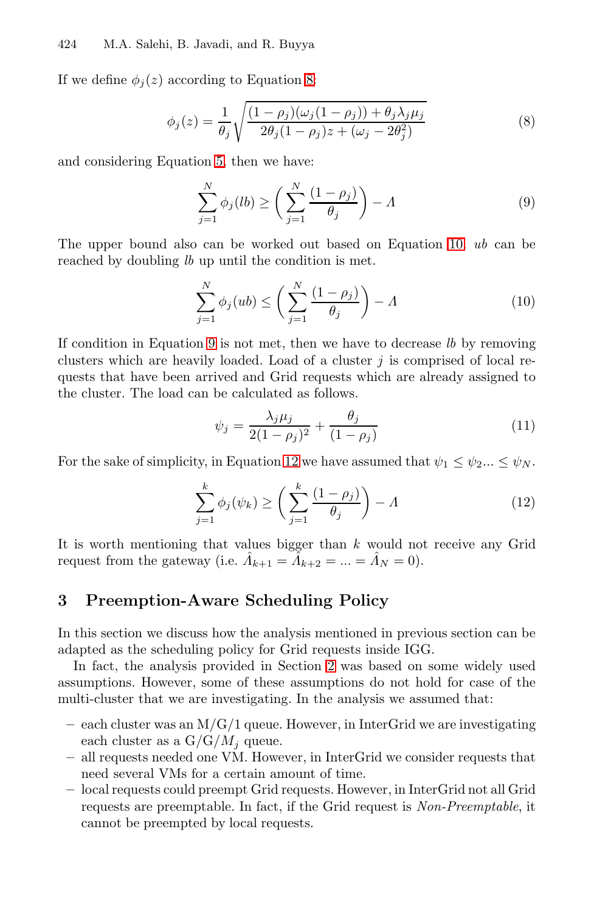If we define $\phi_j(z)$ according to Equation 8:

$$\phi_j(z) = \frac{1}{\theta_j}\sqrt{\frac{(1-\rho_j)(\omega_j(1-\rho_j)) + \theta_j\lambda_j\mu_j}{2\theta_j(1-\rho_j)z + (\omega_j - 2\theta_j^2)}} \tag{8}$$

and considering Equation 5, then we have:

$$\sum_{j=1}^{N}\phi_j(lb) \geq \left(\sum_{j=1}^{N}\frac{(1-\rho_j)}{\theta_j}\right) - \Lambda \tag{9}$$

The upper bound also can be worked out based on Equation 10. $ub$ can be reached by doubling $lb$ up until the condition is met.

$$\sum_{j=1}^{N}\phi_j(ub) \leq \left(\sum_{j=1}^{N}\frac{(1-\rho_j)}{\theta_j}\right) - \Lambda \tag{10}$$

If condition in Equation 9 is not met, then we have to decrease $lb$ by removing clusters which are heavily loaded. Load of a cluster $j$ is comprised of local requests that have been arrived and Grid requests which are already assigned to the cluster. The load can be calculated as follows.

$$\psi_j = \frac{\lambda_j\mu_j}{2(1-\rho_j)^2} + \frac{\theta_j}{(1-\rho_j)} \tag{11}$$

For the sake of simplicity, in Equation 12 we have assumed that $\psi_1 \leq \psi_2 ... \leq \psi_N$.

$$\sum_{j=1}^{k}\phi_j(\psi_k) \geq \left(\sum_{j=1}^{k}\frac{(1-\rho_j)}{\theta_j}\right) - \Lambda \tag{12}$$

It is worth mentioning that values bigger than $k$ would not receive any Grid request from the gateway (i.e. $\hat{\Lambda}_{k+1} = \hat{\Lambda}_{k+2} = ... = \hat{\Lambda}_N = 0$).

## 3 Preemption-Aware Scheduling Policy

In this section we discuss how the analysis mentioned in previous section can be adapted as the scheduling policy for Grid requests inside IGG.

In fact, the analysis provided in Section 2 was based on some widely used assumptions. However, some of these assumptions do not hold for case of the multi-cluster that we are investigating. In the analysis we assumed that:

- each cluster was an M/G/1 queue. However, in InterGrid we are investigating each cluster as a G/G/$M_j$ queue.
- all requests needed one VM. However, in InterGrid we consider requests that need several VMs for a certain amount of time.
- local requests could preempt Grid requests. However, in InterGrid not all Grid requests are preemptable. In fact, if the Grid request is *Non-Preemptable*, it cannot be preempted by local requests.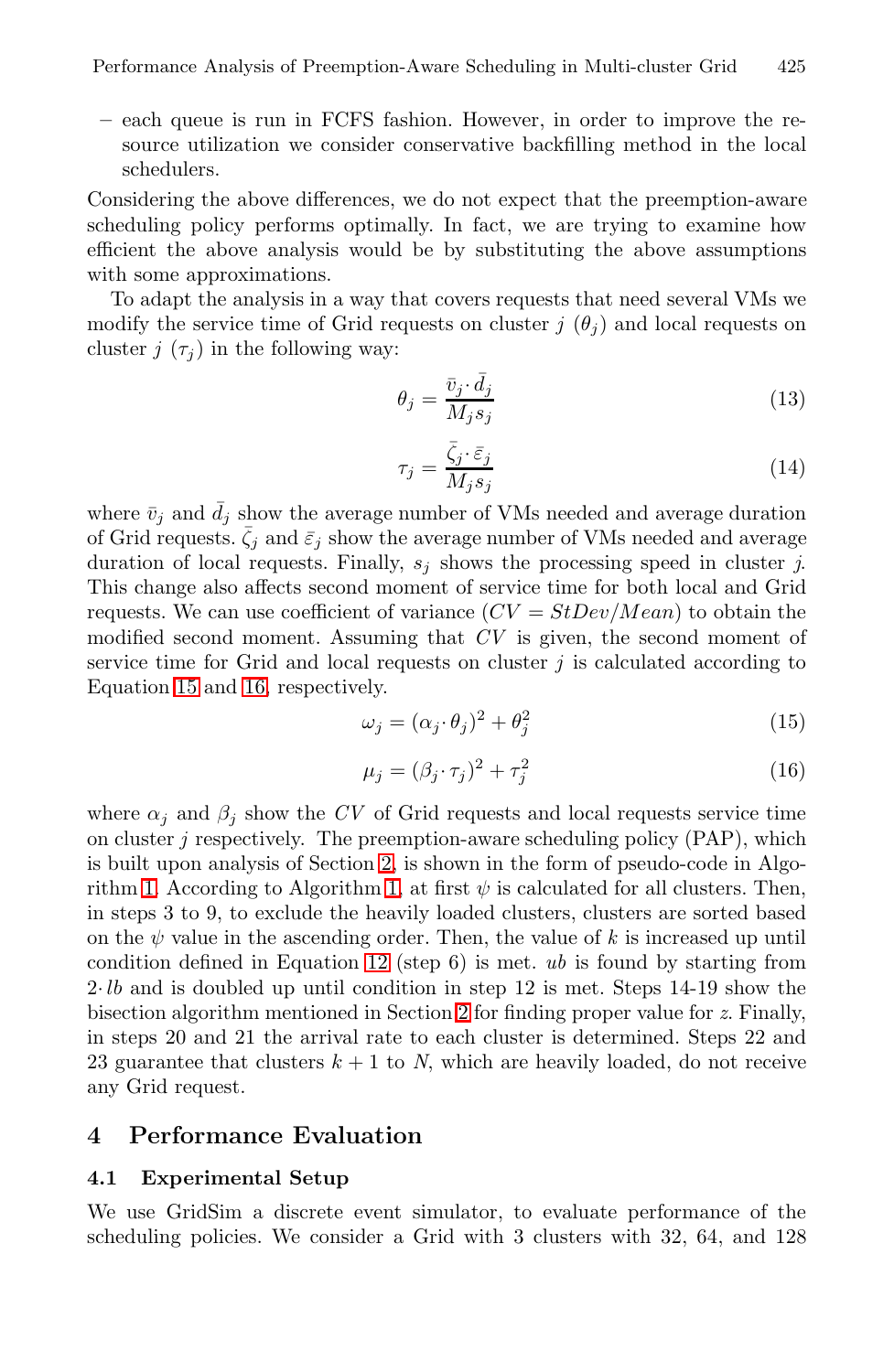– each queue is run in FCFS fashion. However, in order to improve the resource utilization we consider conservative backfilling method in the local schedulers.

Considering the above differences, we do not expect that the preemption-aware scheduling policy performs optimally. In fact, we are trying to examine how efficient the above analysis would be by substituting the above assumptions with some approximations.

To adapt the analysis in a way that covers requests that need several VMs we modify the service time of Grid requests on cluster $j$ ($\theta_j$) and local requests on cluster $j$ ($\tau_j$) in the following way:

$$\theta_j = \frac{\bar{v}_j \cdot \bar{d}_j}{M_j s_j} \tag{13}$$

$$\tau_j = \frac{\bar{\zeta}_j \cdot \bar{\varepsilon}_j}{M_j s_j} \tag{14}$$

where $\bar{v}_j$ and $\bar{d}_j$ show the average number of VMs needed and average duration of Grid requests. $\bar{\zeta}_j$ and $\bar{\varepsilon}_j$ show the average number of VMs needed and average duration of local requests. Finally, $s_j$ shows the processing speed in cluster $j$. This change also affects second moment of service time for both local and Grid requests. We can use coefficient of variance ($CV = StDev/Mean$) to obtain the modified second moment. Assuming that $CV$ is given, the second moment of service time for Grid and local requests on cluster $j$ is calculated according to Equation 15 and 16, respectively.

$$\omega_j = (\alpha_j \cdot \theta_j)^2 + \theta_j^2 \tag{15}$$

$$\mu_j = (\beta_j \cdot \tau_j)^2 + \tau_j^2 \tag{16}$$

where $\alpha_j$ and $\beta_j$ show the $CV$ of Grid requests and local requests service time on cluster $j$ respectively. The preemption-aware scheduling policy (PAP), which is built upon analysis of Section 2, is shown in the form of pseudo-code in Algorithm 1. According to Algorithm 1, at first $\psi$ is calculated for all clusters. Then, in steps 3 to 9, to exclude the heavily loaded clusters, clusters are sorted based on the $\psi$ value in the ascending order. Then, the value of $k$ is increased up until condition defined in Equation 12 (step 6) is met. $ub$ is found by starting from $2 \cdot lb$ and is doubled up until condition in step 12 is met. Steps 14-19 show the bisection algorithm mentioned in Section 2 for finding proper value for $z$. Finally, in steps 20 and 21 the arrival rate to each cluster is determined. Steps 22 and 23 guarantee that clusters $k+1$ to $N$, which are heavily loaded, do not receive any Grid request.

## 4 Performance Evaluation

### 4.1 Experimental Setup

We use GridSim a discrete event simulator, to evaluate performance of the scheduling policies. We consider a Grid with 3 clusters with 32, 64, and 128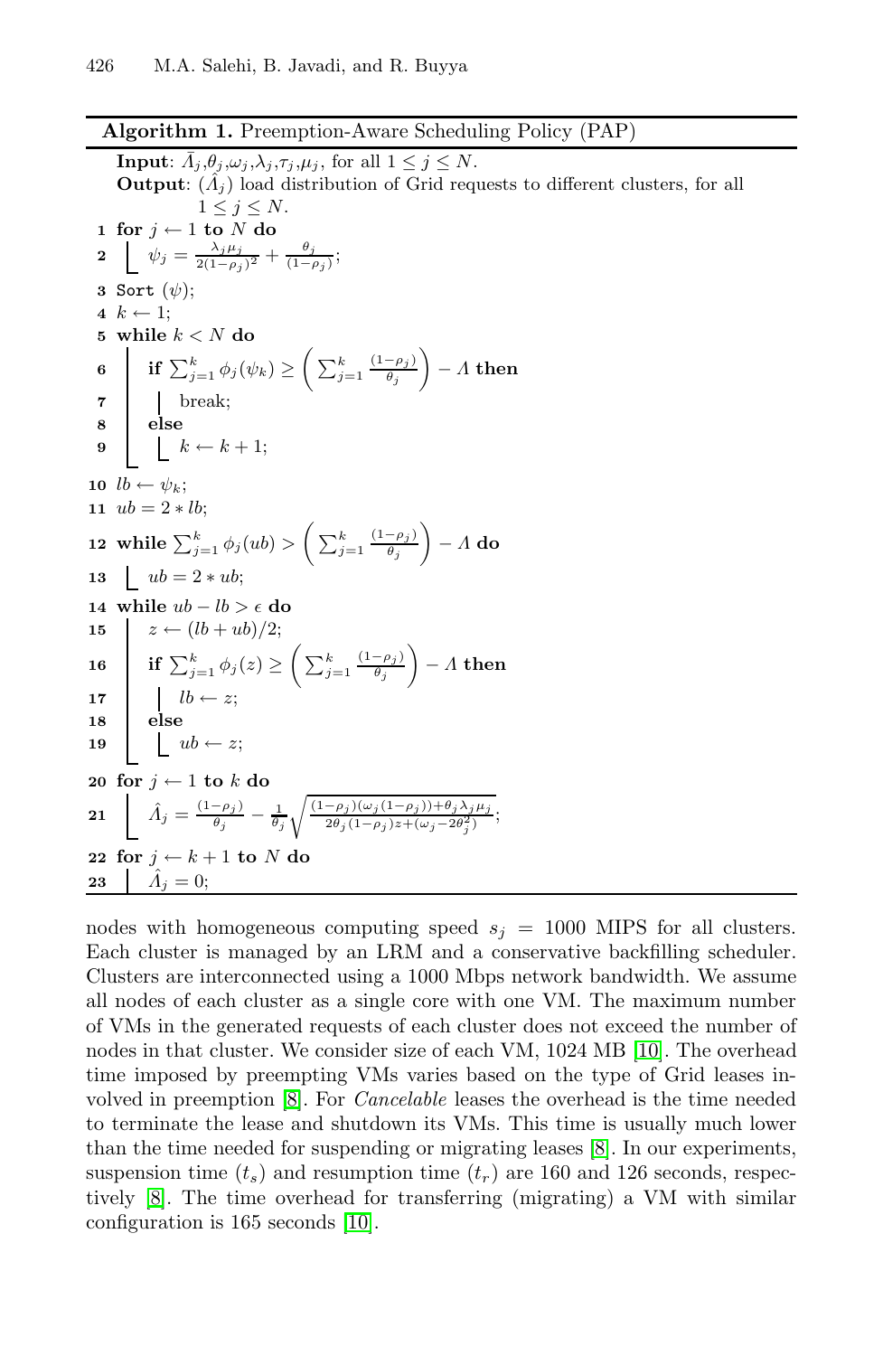**Algorithm 1.** Preemption-Aware Scheduling Policy (PAP)

**Input**: $\bar{\Lambda}_j$,$\theta_j$,$\omega_j$,$\lambda_j$,$\tau_j$,$\mu_j$, for all $1 \leq j \leq N$.
**Output**: ($\hat{\Lambda}_j$) load distribution of Grid requests to different clusters, for all $1 \leq j \leq N$.

```
1  for j ← 1 to N do
2      ψ_j = λ_j μ_j / (2(1−ρ_j)^2) + θ_j / (1−ρ_j);
3  Sort (ψ);
4  k ← 1;
5  while k < N do
6      if Σ_{j=1}^{k} φ_j(ψ_k) ≥ ( Σ_{j=1}^{k} (1−ρ_j)/θ_j ) − Λ then
7          break;
8      else
9          k ← k + 1;
10 lb ← ψ_k;
11 ub = 2 * lb;
12 while Σ_{j=1}^{k} φ_j(ub) > ( Σ_{j=1}^{k} (1−ρ_j)/θ_j ) − Λ do
13     ub = 2 * ub;
14 while ub − lb > ε do
15     z ← (lb + ub)/2;
16     if Σ_{j=1}^{k} φ_j(z) ≥ ( Σ_{j=1}^{k} (1−ρ_j)/θ_j ) − Λ then
17         lb ← z;
18     else
19         ub ← z;
20 for j ← 1 to k do
21     Λ̂_j = (1−ρ_j)/θ_j − (1/θ_j) sqrt( ((1−ρ_j)(ω_j(1−ρ_j)) + θ_j λ_j μ_j) / (2θ_j(1−ρ_j)z + (ω_j − 2θ_j^2)) );
22 for j ← k + 1 to N do
23     Λ̂_j = 0;
```

Where line 2 is $\psi_j = \frac{\lambda_j \mu_j}{2(1-\rho_j)^2} + \frac{\theta_j}{(1-\rho_j)}$, and line 21 is

$$\hat{\Lambda}_j = \frac{(1-\rho_j)}{\theta_j} - \frac{1}{\theta_j}\sqrt{\frac{(1-\rho_j)(\omega_j(1-\rho_j)) + \theta_j \lambda_j \mu_j}{2\theta_j(1-\rho_j)z + (\omega_j - 2\theta_j^2)}}$$

nodes with homogeneous computing speed $s_j = 1000$ MIPS for all clusters. Each cluster is managed by an LRM and a conservative backfilling scheduler. Clusters are interconnected using a 1000 Mbps network bandwidth. We assume all nodes of each cluster as a single core with one VM. The maximum number of VMs in the generated requests of each cluster does not exceed the number of nodes in that cluster. We consider size of each VM, 1024 MB [10]. The overhead time imposed by preempting VMs varies based on the type of Grid leases involved in preemption [8]. For *Cancelable* leases the overhead is the time needed to terminate the lease and shutdown its VMs. This time is usually much lower than the time needed for suspending or migrating leases [8]. In our experiments, suspension time ($t_s$) and resumption time ($t_r$) are 160 and 126 seconds, respectively [8]. The time overhead for transferring (migrating) a VM with similar configuration is 165 seconds [10].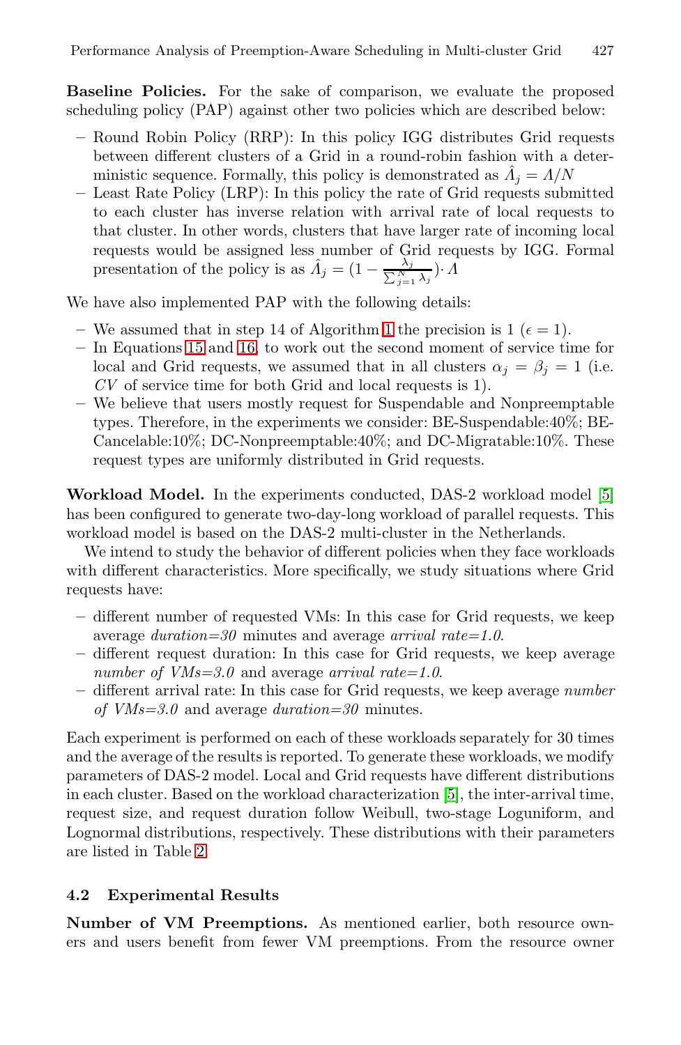**Baseline Policies.** For the sake of comparison, we evaluate the proposed scheduling policy (PAP) against other two policies which are described below:

- Round Robin Policy (RRP): In this policy IGG distributes Grid requests between different clusters of a Grid in a round-robin fashion with a deterministic sequence. Formally, this policy is demonstrated as $\hat{\Lambda}_j = \Lambda/N$
- Least Rate Policy (LRP): In this policy the rate of Grid requests submitted to each cluster has inverse relation with arrival rate of local requests to that cluster. In other words, clusters that have larger rate of incoming local requests would be assigned less number of Grid requests by IGG. Formal presentation of the policy is as $\hat{\Lambda}_j = (1 - \frac{\lambda_j}{\sum_{j=1}^{N} \lambda_j}) \cdot \Lambda$

We have also implemented PAP with the following details:

- We assumed that in step 14 of Algorithm 1 the precision is 1 ($\epsilon = 1$).
- In Equations 15 and 16, to work out the second moment of service time for local and Grid requests, we assumed that in all clusters $\alpha_j = \beta_j = 1$ (i.e. *CV* of service time for both Grid and local requests is 1).
- We believe that users mostly request for Suspendable and Nonpreemptable types. Therefore, in the experiments we consider: BE-Suspendable:40%; BE-Cancelable:10%; DC-Nonpreemptable:40%; and DC-Migratable:10%. These request types are uniformly distributed in Grid requests.

**Workload Model.** In the experiments conducted, DAS-2 workload model [5] has been configured to generate two-day-long workload of parallel requests. This workload model is based on the DAS-2 multi-cluster in the Netherlands.

We intend to study the behavior of different policies when they face workloads with different characteristics. More specifically, we study situations where Grid requests have:

- different number of requested VMs: In this case for Grid requests, we keep average *duration=30* minutes and average *arrival rate=1.0*.
- different request duration: In this case for Grid requests, we keep average *number of VMs=3.0* and average *arrival rate=1.0*.
- different arrival rate: In this case for Grid requests, we keep average *number of VMs=3.0* and average *duration=30* minutes.

Each experiment is performed on each of these workloads separately for 30 times and the average of the results is reported. To generate these workloads, we modify parameters of DAS-2 model. Local and Grid requests have different distributions in each cluster. Based on the workload characterization [5], the inter-arrival time, request size, and request duration follow Weibull, two-stage Loguniform, and Lognormal distributions, respectively. These distributions with their parameters are listed in Table 2.

### 4.2 Experimental Results

**Number of VM Preemptions.** As mentioned earlier, both resource owners and users benefit from fewer VM preemptions. From the resource owner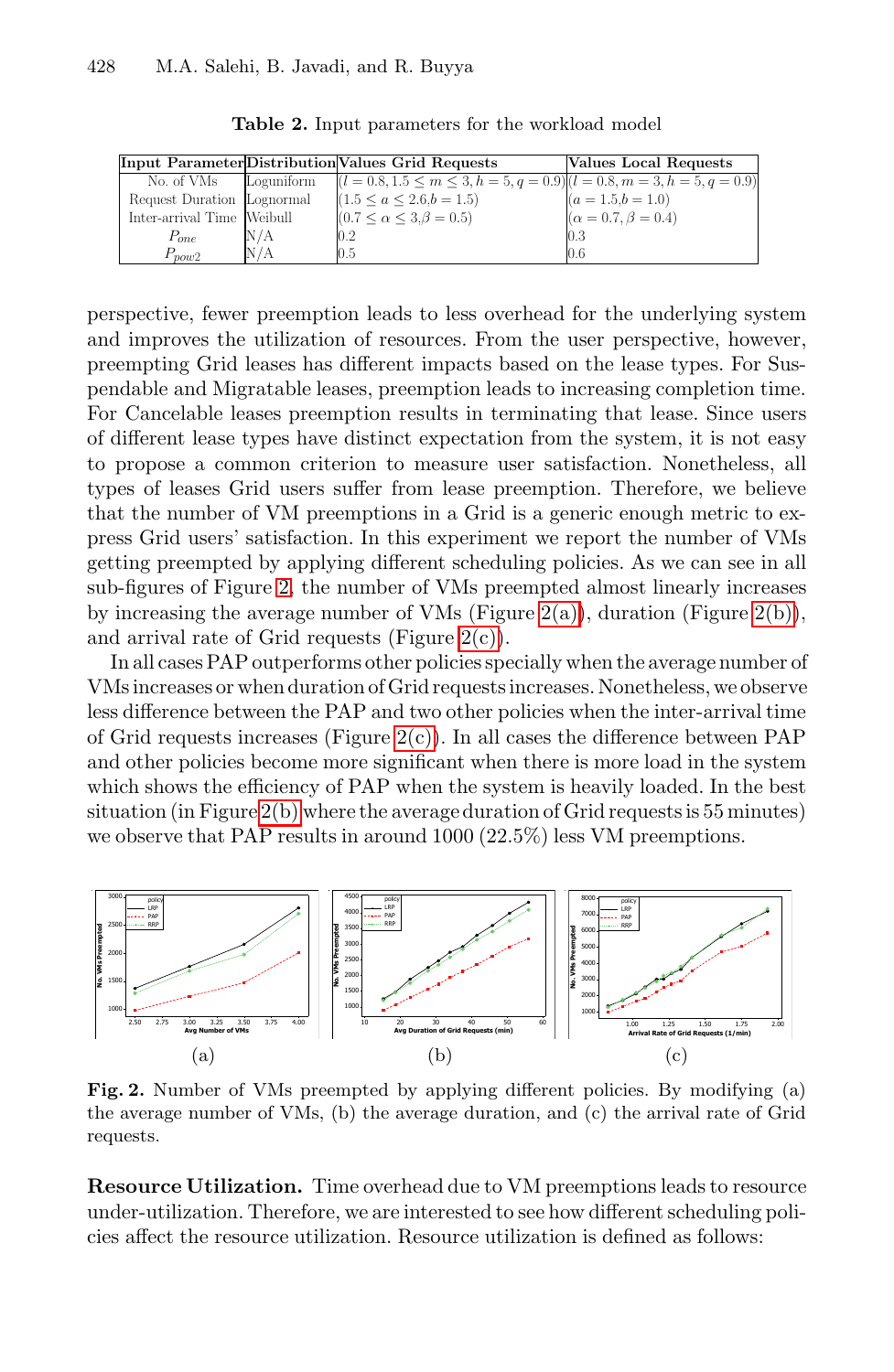**Table 2.** Input parameters for the workload model

| Input Parameter | Distribution | Values Grid Requests | Values Local Requests |
|---|---|---|---|
| No. of VMs | Loguniform | $(l = 0.8, 1.5 \le m \le 3, h = 5, q = 0.9)$ | $(l = 0.8, m = 3, h = 5, q = 0.9)$ |
| Request Duration | Lognormal | $(1.5 \le a \le 2.6, b = 1.5)$ | $(a = 1.5, b = 1.0)$ |
| Inter-arrival Time | Weibull | $(0.7 \le \alpha \le 3, \beta = 0.5)$ | $(\alpha = 0.7, \beta = 0.4)$ |
| $P_{one}$ | N/A | 0.2 | 0.3 |
| $P_{pow2}$ | N/A | 0.5 | 0.6 |

perspective, fewer preemption leads to less overhead for the underlying system and improves the utilization of resources. From the user perspective, however, preempting Grid leases has different impacts based on the lease types. For Suspendable and Migratable leases, preemption leads to increasing completion time. For Cancelable leases preemption results in terminating that lease. Since users of different lease types have distinct expectation from the system, it is not easy to propose a common criterion to measure user satisfaction. Nonetheless, all types of leases Grid users suffer from lease preemption. Therefore, we believe that the number of VM preemptions in a Grid is a generic enough metric to express Grid users' satisfaction. In this experiment we report the number of VMs getting preempted by applying different scheduling policies. As we can see in all sub-figures of Figure 2, the number of VMs preempted almost linearly increases by increasing the average number of VMs (Figure 2(a)), duration (Figure 2(b)), and arrival rate of Grid requests (Figure 2(c)).

In all cases PAP outperforms other policies specially when the average number of VMs increases or when duration of Grid requests increases. Nonetheless, we observe less difference between the PAP and two other policies when the inter-arrival time of Grid requests increases (Figure 2(c)). In all cases the difference between PAP and other policies become more significant when there is more load in the system which shows the efficiency of PAP when the system is heavily loaded. In the best situation (in Figure 2(b) where the average duration of Grid requests is 55 minutes) we observe that PAP results in around 1000 (22.5%) less VM preemptions.

(a) (b) (c)

**Fig. 2.** Number of VMs preempted by applying different policies. By modifying (a) the average number of VMs, (b) the average duration, and (c) the arrival rate of Grid requests.

**Resource Utilization.** Time overhead due to VM preemptions leads to resource under-utilization. Therefore, we are interested to see how different scheduling policies affect the resource utilization. Resource utilization is defined as follows: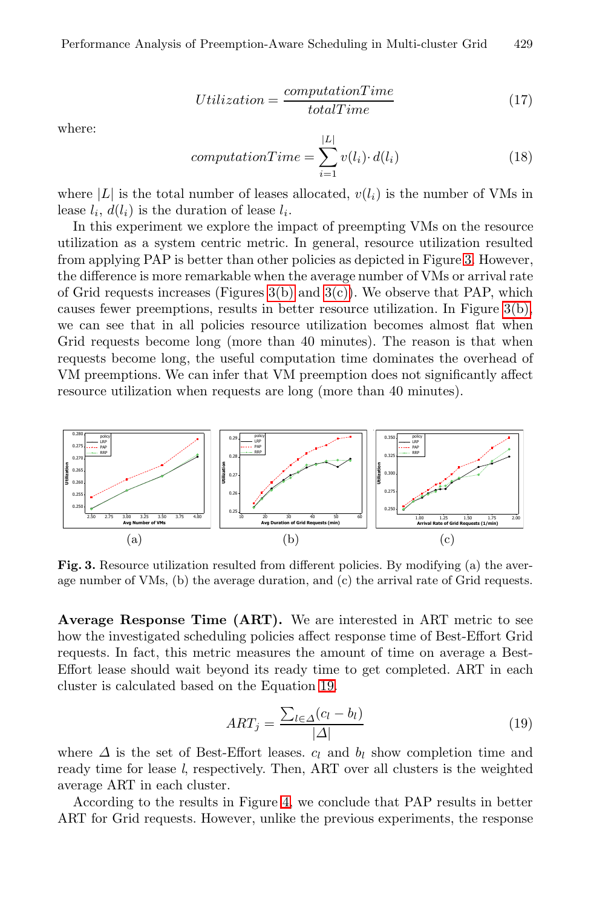$$Utilization = \frac{computationTime}{totalTime} \tag{17}$$

where:

$$computationTime = \sum_{i=1}^{|L|} v(l_i) \cdot d(l_i) \tag{18}$$

where $|L|$ is the total number of leases allocated, $v(l_i)$ is the number of VMs in lease $l_i$, $d(l_i)$ is the duration of lease $l_i$.

In this experiment we explore the impact of preempting VMs on the resource utilization as a system centric metric. In general, resource utilization resulted from applying PAP is better than other policies as depicted in Figure 3. However, the difference is more remarkable when the average number of VMs or arrival rate of Grid requests increases (Figures 3(b) and 3(c)). We observe that PAP, which causes fewer preemptions, results in better resource utilization. In Figure 3(b), we can see that in all policies resource utilization becomes almost flat when Grid requests become long (more than 40 minutes). The reason is that when requests become long, the useful computation time dominates the overhead of VM preemptions. We can infer that VM preemption does not significantly affect resource utilization when requests are long (more than 40 minutes).

(a) (b) (c)

**Fig. 3.** Resource utilization resulted from different policies. By modifying (a) the average number of VMs, (b) the average duration, and (c) the arrival rate of Grid requests.

**Average Response Time (ART).** We are interested in ART metric to see how the investigated scheduling policies affect response time of Best-Effort Grid requests. In fact, this metric measures the amount of time on average a Best-Effort lease should wait beyond its ready time to get completed. ART in each cluster is calculated based on the Equation 19.

$$ART_j = \frac{\sum_{l \in \Delta}(c_l - b_l)}{|\Delta|} \tag{19}$$

where $\Delta$ is the set of Best-Effort leases. $c_l$ and $b_l$ show completion time and ready time for lease $l$, respectively. Then, ART over all clusters is the weighted average ART in each cluster.

According to the results in Figure 4, we conclude that PAP results in better ART for Grid requests. However, unlike the previous experiments, the response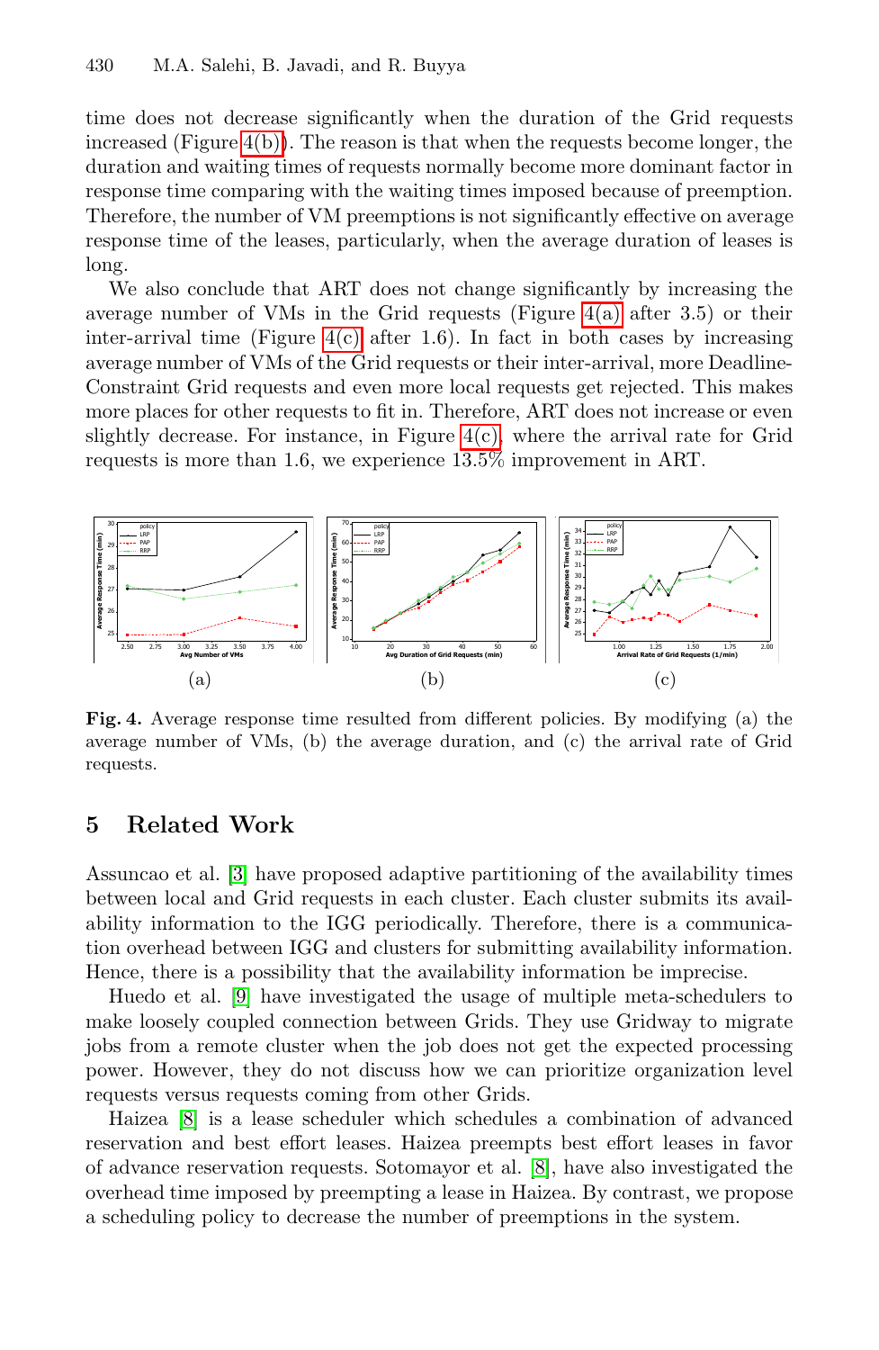time does not decrease significantly when the duration of the Grid requests increased (Figure 4(b)). The reason is that when the requests become longer, the duration and waiting times of requests normally become more dominant factor in response time comparing with the waiting times imposed because of preemption. Therefore, the number of VM preemptions is not significantly effective on average response time of the leases, particularly, when the average duration of leases is long.

We also conclude that ART does not change significantly by increasing the average number of VMs in the Grid requests (Figure 4(a) after 3.5) or their inter-arrival time (Figure 4(c) after 1.6). In fact in both cases by increasing average number of VMs of the Grid requests or their inter-arrival, more Deadline-Constraint Grid requests and even more local requests get rejected. This makes more places for other requests to fit in. Therefore, ART does not increase or even slightly decrease. For instance, in Figure 4(c), where the arrival rate for Grid requests is more than 1.6, we experience 13.5% improvement in ART.

(a) (b) (c)

**Fig. 4.** Average response time resulted from different policies. By modifying (a) the average number of VMs, (b) the average duration, and (c) the arrival rate of Grid requests.

## 5 Related Work

Assuncao et al. [3] have proposed adaptive partitioning of the availability times between local and Grid requests in each cluster. Each cluster submits its availability information to the IGG periodically. Therefore, there is a communication overhead between IGG and clusters for submitting availability information. Hence, there is a possibility that the availability information be imprecise.

Huedo et al. [9] have investigated the usage of multiple meta-schedulers to make loosely coupled connection between Grids. They use Gridway to migrate jobs from a remote cluster when the job does not get the expected processing power. However, they do not discuss how we can prioritize organization level requests versus requests coming from other Grids.

Haizea [8] is a lease scheduler which schedules a combination of advanced reservation and best effort leases. Haizea preempts best effort leases in favor of advance reservation requests. Sotomayor et al. [8], have also investigated the overhead time imposed by preempting a lease in Haizea. By contrast, we propose a scheduling policy to decrease the number of preemptions in the system.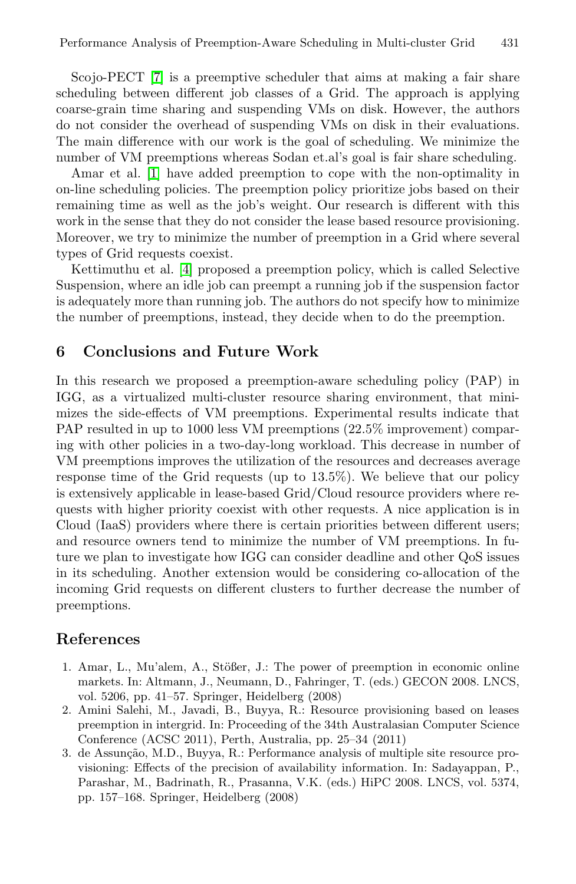Scojo-PECT [7] is a preemptive scheduler that aims at making a fair share scheduling between different job classes of a Grid. The approach is applying coarse-grain time sharing and suspending VMs on disk. However, the authors do not consider the overhead of suspending VMs on disk in their evaluations. The main difference with our work is the goal of scheduling. We minimize the number of VM preemptions whereas Sodan et.al's goal is fair share scheduling.

Amar et al. [1] have added preemption to cope with the non-optimality in on-line scheduling policies. The preemption policy prioritize jobs based on their remaining time as well as the job's weight. Our research is different with this work in the sense that they do not consider the lease based resource provisioning. Moreover, we try to minimize the number of preemption in a Grid where several types of Grid requests coexist.

Kettimuthu et al. [4] proposed a preemption policy, which is called Selective Suspension, where an idle job can preempt a running job if the suspension factor is adequately more than running job. The authors do not specify how to minimize the number of preemptions, instead, they decide when to do the preemption.

## 6 Conclusions and Future Work

In this research we proposed a preemption-aware scheduling policy (PAP) in IGG, as a virtualized multi-cluster resource sharing environment, that minimizes the side-effects of VM preemptions. Experimental results indicate that PAP resulted in up to 1000 less VM preemptions (22.5% improvement) comparing with other policies in a two-day-long workload. This decrease in number of VM preemptions improves the utilization of the resources and decreases average response time of the Grid requests (up to 13.5%). We believe that our policy is extensively applicable in lease-based Grid/Cloud resource providers where requests with higher priority coexist with other requests. A nice application is in Cloud (IaaS) providers where there is certain priorities between different users; and resource owners tend to minimize the number of VM preemptions. In future we plan to investigate how IGG can consider deadline and other QoS issues in its scheduling. Another extension would be considering co-allocation of the incoming Grid requests on different clusters to further decrease the number of preemptions.

## References

1. Amar, L., Mu'alem, A., Stößer, J.: The power of preemption in economic online markets. In: Altmann, J., Neumann, D., Fahringer, T. (eds.) GECON 2008. LNCS, vol. 5206, pp. 41–57. Springer, Heidelberg (2008)
2. Amini Salehi, M., Javadi, B., Buyya, R.: Resource provisioning based on leases preemption in intergrid. In: Proceeding of the 34th Australasian Computer Science Conference (ACSC 2011), Perth, Australia, pp. 25–34 (2011)
3. de Assunção, M.D., Buyya, R.: Performance analysis of multiple site resource provisioning: Effects of the precision of availability information. In: Sadayappan, P., Parashar, M., Badrinath, R., Prasanna, V.K. (eds.) HiPC 2008. LNCS, vol. 5374, pp. 157–168. Springer, Heidelberg (2008)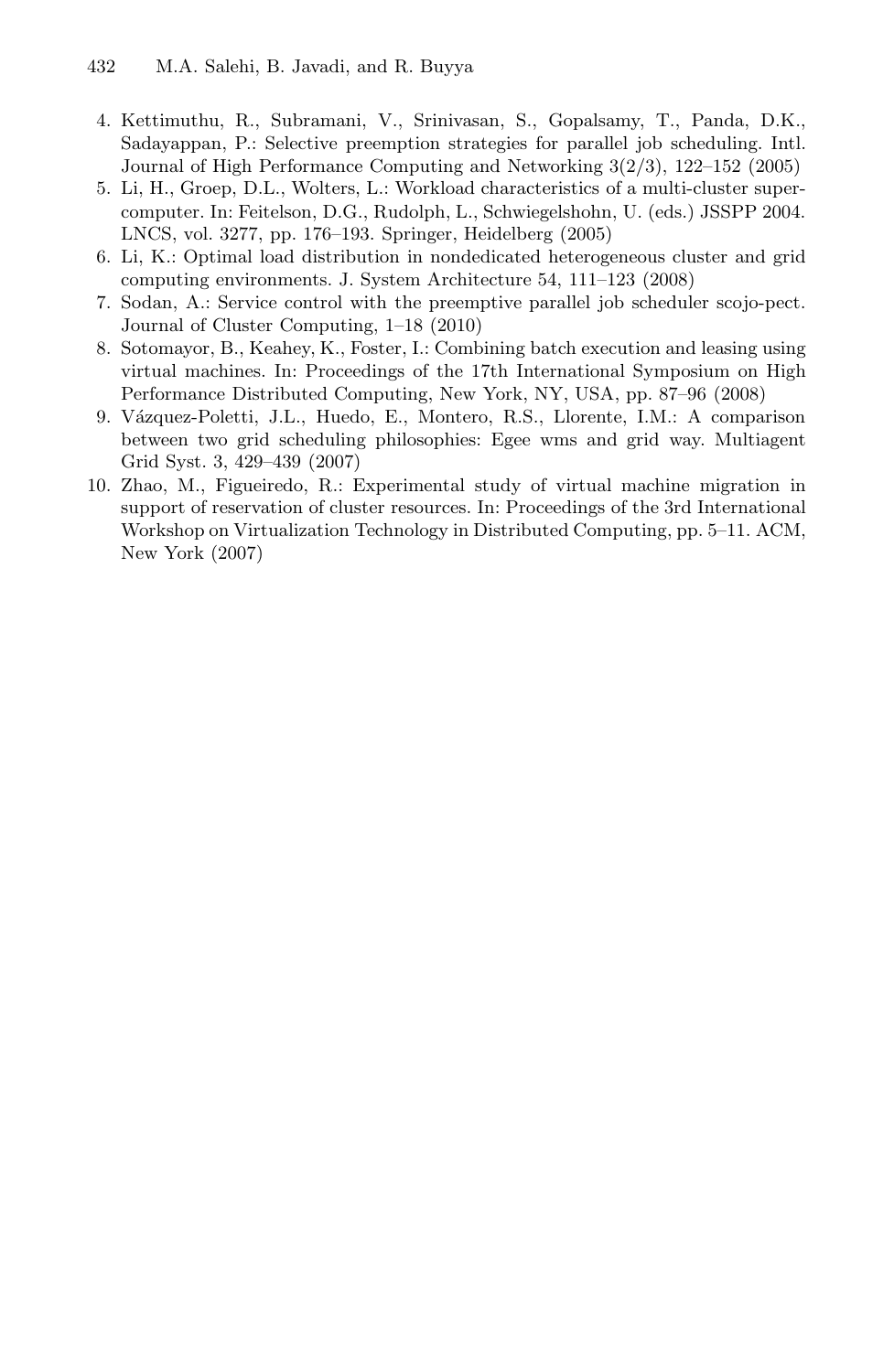4. Kettimuthu, R., Subramani, V., Srinivasan, S., Gopalsamy, T., Panda, D.K., Sadayappan, P.: Selective preemption strategies for parallel job scheduling. Intl. Journal of High Performance Computing and Networking 3(2/3), 122–152 (2005)
5. Li, H., Groep, D.L., Wolters, L.: Workload characteristics of a multi-cluster supercomputer. In: Feitelson, D.G., Rudolph, L., Schwiegelshohn, U. (eds.) JSSPP 2004. LNCS, vol. 3277, pp. 176–193. Springer, Heidelberg (2005)
6. Li, K.: Optimal load distribution in nondedicated heterogeneous cluster and grid computing environments. J. System Architecture 54, 111–123 (2008)
7. Sodan, A.: Service control with the preemptive parallel job scheduler scojo-pect. Journal of Cluster Computing, 1–18 (2010)
8. Sotomayor, B., Keahey, K., Foster, I.: Combining batch execution and leasing using virtual machines. In: Proceedings of the 17th International Symposium on High Performance Distributed Computing, New York, NY, USA, pp. 87–96 (2008)
9. Vázquez-Poletti, J.L., Huedo, E., Montero, R.S., Llorente, I.M.: A comparison between two grid scheduling philosophies: Egee wms and grid way. Multiagent Grid Syst. 3, 429–439 (2007)
10. Zhao, M., Figueiredo, R.: Experimental study of virtual machine migration in support of reservation of cluster resources. In: Proceedings of the 3rd International Workshop on Virtualization Technology in Distributed Computing, pp. 5–11. ACM, New York (2007)